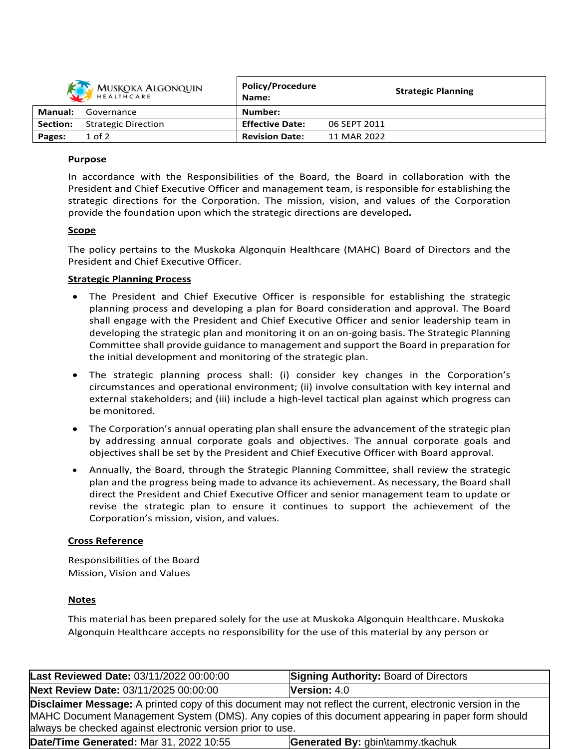| Muskoka Algonquin Healthcare | Policy/Procedure Name: | Strategic Planning |
|---|---|---|
| **Manual:** Governance | **Number:** | |
| **Section:** Strategic Direction | **Effective Date:** | 06 SEPT 2011 |
| **Pages:** 1 of 2 | **Revision Date:** | 11 MAR 2022 |

**Purpose**

In accordance with the Responsibilities of the Board, the Board in collaboration with the President and Chief Executive Officer and management team, is responsible for establishing the strategic directions for the Corporation. The mission, vision, and values of the Corporation provide the foundation upon which the strategic directions are developed**.**

**Scope**

The policy pertains to the Muskoka Algonquin Healthcare (MAHC) Board of Directors and the President and Chief Executive Officer.

**Strategic Planning Process**

- The President and Chief Executive Officer is responsible for establishing the strategic planning process and developing a plan for Board consideration and approval. The Board shall engage with the President and Chief Executive Officer and senior leadership team in developing the strategic plan and monitoring it on an on-going basis. The Strategic Planning Committee shall provide guidance to management and support the Board in preparation for the initial development and monitoring of the strategic plan.
- The strategic planning process shall: (i) consider key changes in the Corporation's circumstances and operational environment; (ii) involve consultation with key internal and external stakeholders; and (iii) include a high-level tactical plan against which progress can be monitored.
- The Corporation's annual operating plan shall ensure the advancement of the strategic plan by addressing annual corporate goals and objectives. The annual corporate goals and objectives shall be set by the President and Chief Executive Officer with Board approval.
- Annually, the Board, through the Strategic Planning Committee, shall review the strategic plan and the progress being made to advance its achievement. As necessary, the Board shall direct the President and Chief Executive Officer and senior management team to update or revise the strategic plan to ensure it continues to support the achievement of the Corporation's mission, vision, and values.

**Cross Reference**

Responsibilities of the Board
Mission, Vision and Values

**Notes**

This material has been prepared solely for the use at Muskoka Algonquin Healthcare. Muskoka Algonquin Healthcare accepts no responsibility for the use of this material by any person or

| **Last Reviewed Date:** 03/11/2022 00:00:00 | **Signing Authority:** Board of Directors |
|---|---|
| **Next Review Date:** 03/11/2025 00:00:00 | **Version:** 4.0 |
| **Disclaimer Message:** A printed copy of this document may not reflect the current, electronic version in the MAHC Document Management System (DMS). Any copies of this document appearing in paper form should always be checked against electronic version prior to use. | |
| **Date/Time Generated:** Mar 31, 2022 10:55 | **Generated By:** gbin\tammy.tkachuk |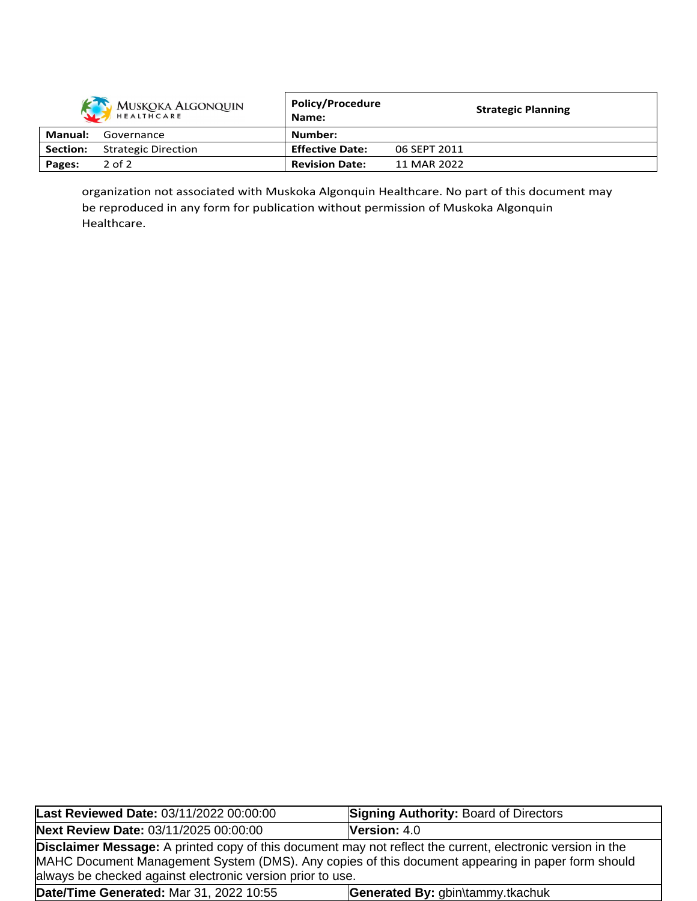organization not associated with Muskoka Algonquin Healthcare. No part of this document may be reproduced in any form for publication without permission of Muskoka Algonquin Healthcare.